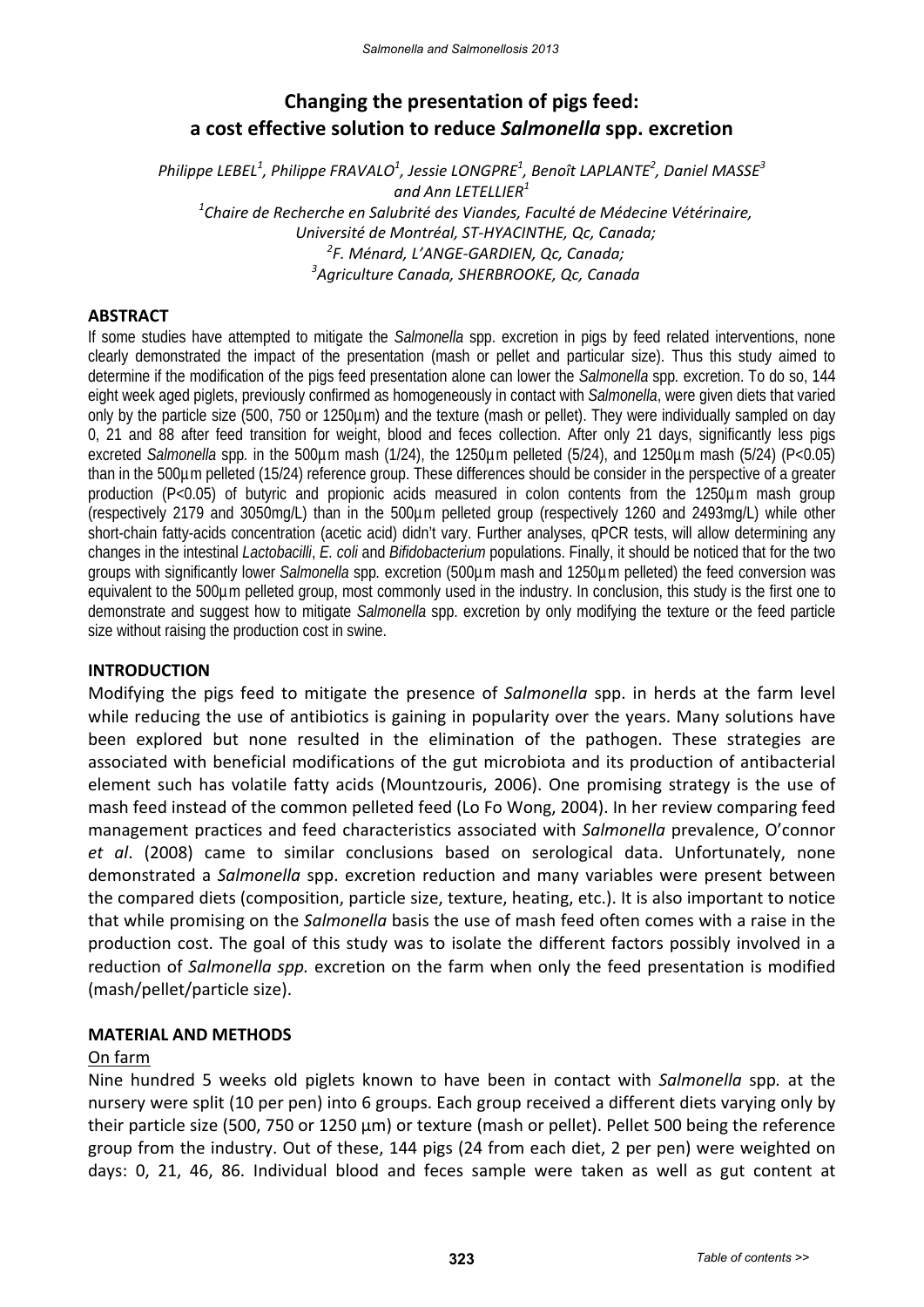# Changing the presentation of pigs feed: a cost effective solution to reduce *Salmonella* spp. excretion

*Philippe LEBEL[1], Philippe FRAVALO[1], Jessie LONGPRE[1], Benoît LAPLANTE[2], Daniel MASSE[3] and Ann LETELLIER[1]*

*[1]Chaire de Recherche en Salubrité des Viandes, Faculté de Médecine Vétérinaire, Université de Montréal, ST-HYACINTHE, Qc, Canada;*
*[2]F. Ménard, L'ANGE-GARDIEN, Qc, Canada;*
*[3]Agriculture Canada, SHERBROOKE, Qc, Canada*

## ABSTRACT

If some studies have attempted to mitigate the *Salmonella* spp. excretion in pigs by feed related interventions, none clearly demonstrated the impact of the presentation (mash or pellet and particular size). Thus this study aimed to determine if the modification of the pigs feed presentation alone can lower the *Salmonella* spp. excretion. To do so, 144 eight week aged piglets, previously confirmed as homogeneously in contact with *Salmonella*, were given diets that varied only by the particle size (500, 750 or 1250µm) and the texture (mash or pellet). They were individually sampled on day 0, 21 and 88 after feed transition for weight, blood and feces collection. After only 21 days, significantly less pigs excreted *Salmonella* spp. in the 500µm mash (1/24), the 1250µm pelleted (5/24), and 1250µm mash (5/24) ($P<0.05$) than in the 500µm pelleted (15/24) reference group. These differences should be consider in the perspective of a greater production ($P<0.05$) of butyric and propionic acids measured in colon contents from the 1250µm mash group (respectively 2179 and 3050mg/L) than in the 500µm pelleted group (respectively 1260 and 2493mg/L) while other short-chain fatty-acids concentration (acetic acid) didn't vary. Further analyses, qPCR tests, will allow determining any changes in the intestinal *Lactobacilli*, *E. coli* and *Bifidobacterium* populations. Finally, it should be noticed that for the two groups with significantly lower *Salmonella* spp. excretion (500µm mash and 1250µm pelleted) the feed conversion was equivalent to the 500µm pelleted group, most commonly used in the industry. In conclusion, this study is the first one to demonstrate and suggest how to mitigate *Salmonella* spp. excretion by only modifying the texture or the feed particle size without raising the production cost in swine.

## INTRODUCTION

Modifying the pigs feed to mitigate the presence of *Salmonella* spp. in herds at the farm level while reducing the use of antibiotics is gaining in popularity over the years. Many solutions have been explored but none resulted in the elimination of the pathogen. These strategies are associated with beneficial modifications of the gut microbiota and its production of antibacterial element such has volatile fatty acids (Mountzouris, 2006). One promising strategy is the use of mash feed instead of the common pelleted feed (Lo Fo Wong, 2004). In her review comparing feed management practices and feed characteristics associated with *Salmonella* prevalence, O'connor *et al*. (2008) came to similar conclusions based on serological data. Unfortunately, none demonstrated a *Salmonella* spp. excretion reduction and many variables were present between the compared diets (composition, particle size, texture, heating, etc.). It is also important to notice that while promising on the *Salmonella* basis the use of mash feed often comes with a raise in the production cost. The goal of this study was to isolate the different factors possibly involved in a reduction of *Salmonella spp.* excretion on the farm when only the feed presentation is modified (mash/pellet/particle size).

## MATERIAL AND METHODS

On farm

Nine hundred 5 weeks old piglets known to have been in contact with *Salmonella* spp. at the nursery were split (10 per pen) into 6 groups. Each group received a different diets varying only by their particle size (500, 750 or 1250 µm) or texture (mash or pellet). Pellet 500 being the reference group from the industry. Out of these, 144 pigs (24 from each diet, 2 per pen) were weighted on days: 0, 21, 46, 86. Individual blood and feces sample were taken as well as gut content at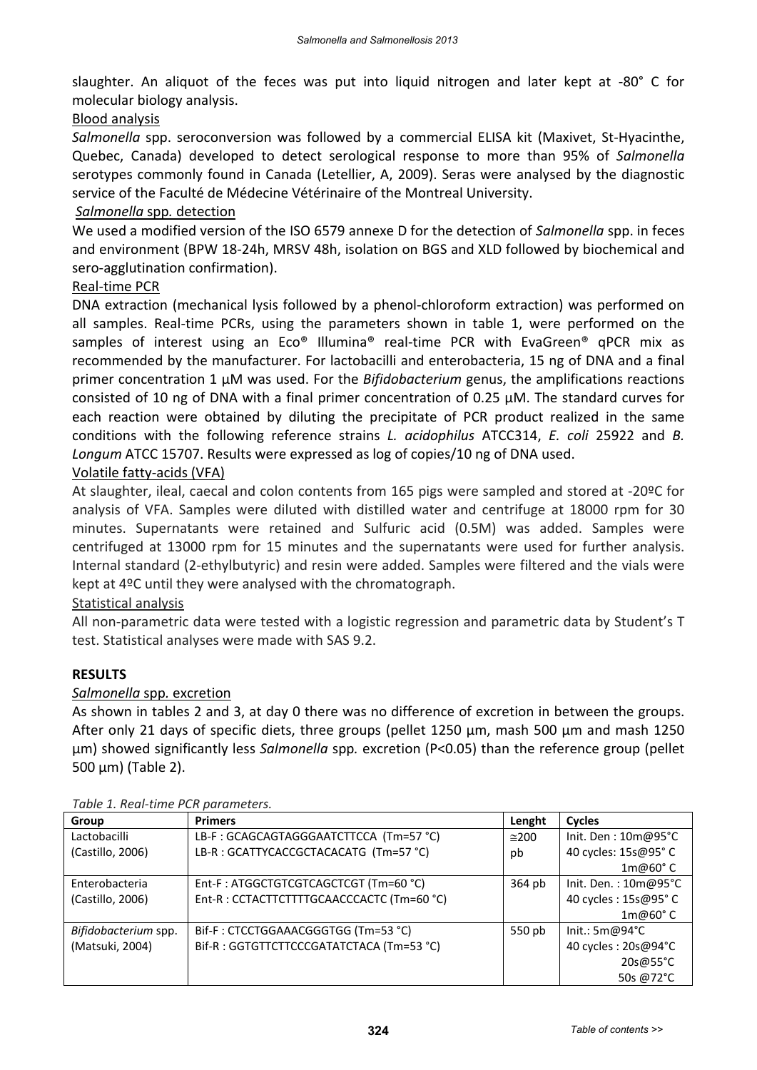slaughter. An aliquot of the feces was put into liquid nitrogen and later kept at -80° C for molecular biology analysis.

Blood analysis

*Salmonella* spp. seroconversion was followed by a commercial ELISA kit (Maxivet, St-Hyacinthe, Quebec, Canada) developed to detect serological response to more than 95% of *Salmonella* serotypes commonly found in Canada (Letellier, A, 2009). Seras were analysed by the diagnostic service of the Faculté de Médecine Vétérinaire of the Montreal University.

*Salmonella* spp. detection

We used a modified version of the ISO 6579 annexe D for the detection of *Salmonella* spp. in feces and environment (BPW 18-24h, MRSV 48h, isolation on BGS and XLD followed by biochemical and sero-agglutination confirmation).

Real-time PCR

DNA extraction (mechanical lysis followed by a phenol-chloroform extraction) was performed on all samples. Real-time PCRs, using the parameters shown in table 1, were performed on the samples of interest using an Eco® Illumina® real-time PCR with EvaGreen® qPCR mix as recommended by the manufacturer. For lactobacilli and enterobacteria, 15 ng of DNA and a final primer concentration 1 µM was used. For the *Bifidobacterium* genus, the amplifications reactions consisted of 10 ng of DNA with a final primer concentration of 0.25 µM. The standard curves for each reaction were obtained by diluting the precipitate of PCR product realized in the same conditions with the following reference strains *L. acidophilus* ATCC314, *E. coli* 25922 and *B. Longum* ATCC 15707. Results were expressed as log of copies/10 ng of DNA used.

Volatile fatty-acids (VFA)

At slaughter, ileal, caecal and colon contents from 165 pigs were sampled and stored at -20ºC for analysis of VFA. Samples were diluted with distilled water and centrifuge at 18000 rpm for 30 minutes. Supernatants were retained and Sulfuric acid (0.5M) was added. Samples were centrifuged at 13000 rpm for 15 minutes and the supernatants were used for further analysis. Internal standard (2-ethylbutyric) and resin were added. Samples were filtered and the vials were kept at 4ºC until they were analysed with the chromatograph.

Statistical analysis

All non-parametric data were tested with a logistic regression and parametric data by Student's T test. Statistical analyses were made with SAS 9.2.

## RESULTS

*Salmonella* spp. excretion

As shown in tables 2 and 3, at day 0 there was no difference of excretion in between the groups. After only 21 days of specific diets, three groups (pellet 1250 µm, mash 500 µm and mash 1250 µm) showed significantly less *Salmonella* spp. excretion (P<0.05) than the reference group (pellet 500 µm) (Table 2).

*Table 1. Real-time PCR parameters.*

| Group | Primers | Lenght | Cycles |
|---|---|---|---|
| Lactobacilli (Castillo, 2006) | LB-F : GCAGCAGTAGGGAATCTTCCA (Tm=57 °C)<br>LB-R : GCATTYCACCGCTACACATG (Tm=57 °C) | ≅200 pb | Init. Den : 10m@95°C<br>40 cycles: 15s@95° C<br>1m@60° C |
| Enterobacteria (Castillo, 2006) | Ent-F : ATGGCTGTCGTCAGCTCGT (Tm=60 °C)<br>Ent-R : CCTACTTCTTTTGCAACCCACTC (Tm=60 °C) | 364 pb | Init. Den. : 10m@95°C<br>40 cycles : 15s@95° C<br>1m@60° C |
| *Bifidobacterium* spp. (Matsuki, 2004) | Bif-F : CTCCTGGAAACGGGTGG (Tm=53 °C)<br>Bif-R : GGTGTTCTTCCCGATATCTACA (Tm=53 °C) | 550 pb | Init.: 5m@94°C<br>40 cycles : 20s@94°C<br>20s@55°C<br>50s @72°C |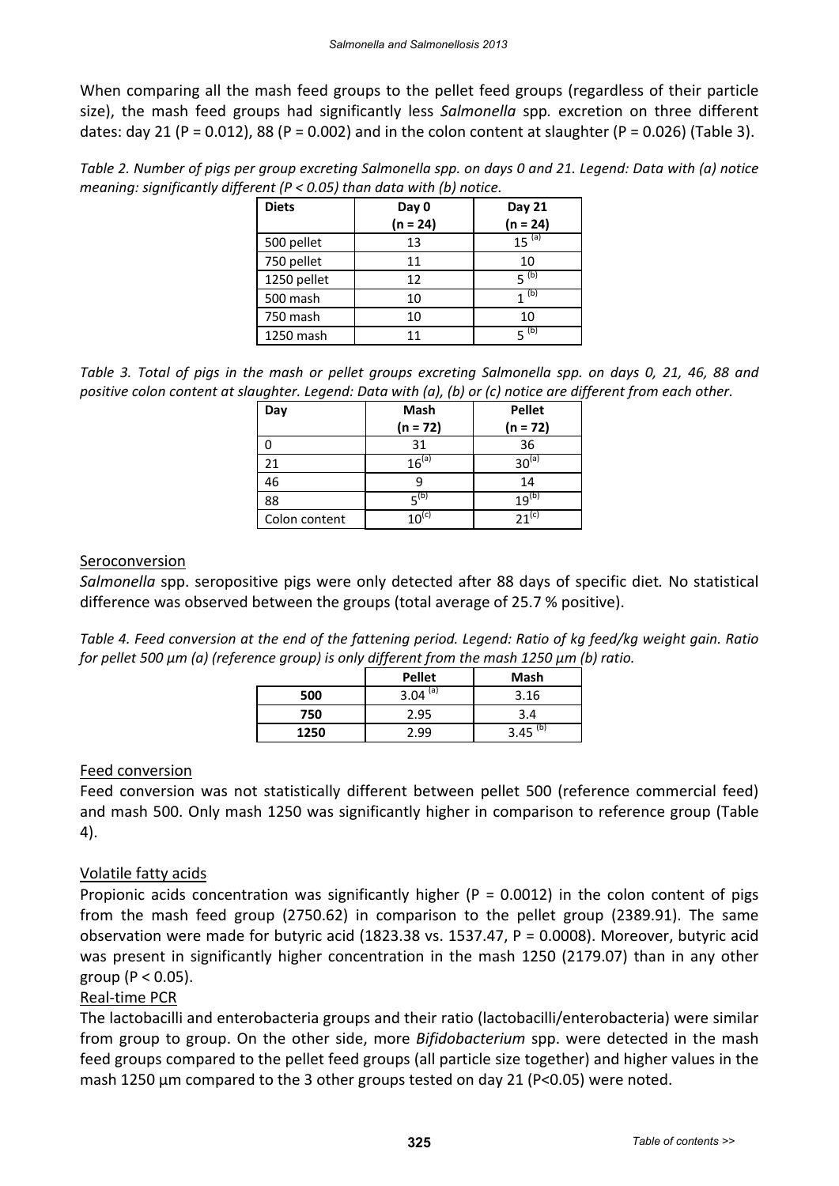When comparing all the mash feed groups to the pellet feed groups (regardless of their particle size), the mash feed groups had significantly less *Salmonella* spp*.* excretion on three different dates: day 21 (P = 0.012), 88 (P = 0.002) and in the colon content at slaughter (P = 0.026) (Table 3).

*Table 2. Number of pigs per group excreting Salmonella spp. on days 0 and 21. Legend: Data with (a) notice meaning: significantly different (P < 0.05) than data with (b) notice.*

| Diets | Day 0 (n = 24) | Day 21 (n = 24) |
|---|---|---|
| 500 pellet | 13 | 15 [(a)] |
| 750 pellet | 11 | 10 |
| 1250 pellet | 12 | 5 [(b)] |
| 500 mash | 10 | 1 [(b)] |
| 750 mash | 10 | 10 |
| 1250 mash | 11 | 5 [(b)] |

*Table 3. Total of pigs in the mash or pellet groups excreting Salmonella spp. on days 0, 21, 46, 88 and positive colon content at slaughter. Legend: Data with (a), (b) or (c) notice are different from each other.*

| Day | Mash (n = 72) | Pellet (n = 72) |
|---|---|---|
| 0 | 31 | 36 |
| 21 | 16[(a)] | 30[(a)] |
| 46 | 9 | 14 |
| 88 | 5[(b)] | 19[(b)] |
| Colon content | 10[(c)] | 21[(c)] |

Seroconversion

*Salmonella* spp. seropositive pigs were only detected after 88 days of specific diet*.* No statistical difference was observed between the groups (total average of 25.7 % positive).

*Table 4. Feed conversion at the end of the fattening period. Legend: Ratio of kg feed/kg weight gain. Ratio for pellet 500 µm (a) (reference group) is only different from the mash 1250 µm (b) ratio.*

| | Pellet | Mash |
|---|---|---|
| **500** | 3.04 [(a)] | 3.16 |
| **750** | 2.95 | 3.4 |
| **1250** | 2.99 | 3.45 [(b)] |

Feed conversion

Feed conversion was not statistically different between pellet 500 (reference commercial feed) and mash 500. Only mash 1250 was significantly higher in comparison to reference group (Table 4).

Volatile fatty acids

Propionic acids concentration was significantly higher (P = 0.0012) in the colon content of pigs from the mash feed group (2750.62) in comparison to the pellet group (2389.91). The same observation were made for butyric acid (1823.38 vs. 1537.47, P = 0.0008). Moreover, butyric acid was present in significantly higher concentration in the mash 1250 (2179.07) than in any other group (P < 0.05).

Real-time PCR

The lactobacilli and enterobacteria groups and their ratio (lactobacilli/enterobacteria) were similar from group to group. On the other side, more *Bifidobacterium* spp. were detected in the mash feed groups compared to the pellet feed groups (all particle size together) and higher values in the mash 1250 µm compared to the 3 other groups tested on day 21 (P<0.05) were noted.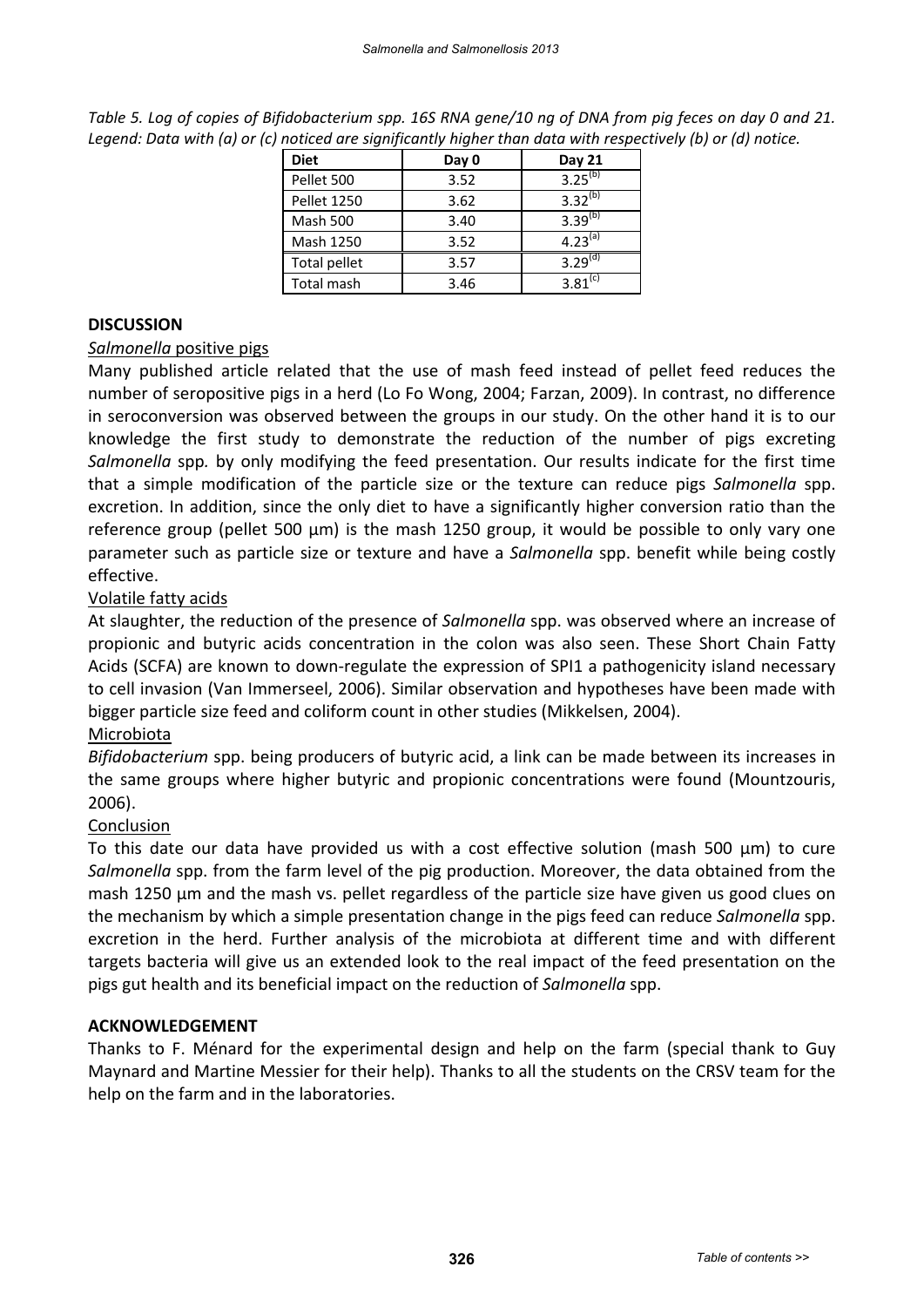*Table 5. Log of copies of Bifidobacterium spp. 16S RNA gene/10 ng of DNA from pig feces on day 0 and 21. Legend: Data with (a) or (c) noticed are significantly higher than data with respectively (b) or (d) notice.*

| Diet | Day 0 | Day 21 |
|---|---|---|
| Pellet 500 | 3.52 | 3.25[(b)] |
| Pellet 1250 | 3.62 | 3.32[(b)] |
| Mash 500 | 3.40 | 3.39[(b)] |
| Mash 1250 | 3.52 | 4.23[(a)] |
| Total pellet | 3.57 | 3.29[(d)] |
| Total mash | 3.46 | 3.81[(c)] |

## DISCUSSION

*Salmonella* positive pigs

Many published article related that the use of mash feed instead of pellet feed reduces the number of seropositive pigs in a herd (Lo Fo Wong, 2004; Farzan, 2009). In contrast, no difference in seroconversion was observed between the groups in our study. On the other hand it is to our knowledge the first study to demonstrate the reduction of the number of pigs excreting *Salmonella* spp. by only modifying the feed presentation. Our results indicate for the first time that a simple modification of the particle size or the texture can reduce pigs *Salmonella* spp. excretion. In addition, since the only diet to have a significantly higher conversion ratio than the reference group (pellet 500 µm) is the mash 1250 group, it would be possible to only vary one parameter such as particle size or texture and have a *Salmonella* spp. benefit while being costly effective.

Volatile fatty acids

At slaughter, the reduction of the presence of *Salmonella* spp. was observed where an increase of propionic and butyric acids concentration in the colon was also seen. These Short Chain Fatty Acids (SCFA) are known to down-regulate the expression of SPI1 a pathogenicity island necessary to cell invasion (Van Immerseel, 2006). Similar observation and hypotheses have been made with bigger particle size feed and coliform count in other studies (Mikkelsen, 2004).

Microbiota

*Bifidobacterium* spp. being producers of butyric acid, a link can be made between its increases in the same groups where higher butyric and propionic concentrations were found (Mountzouris, 2006).

Conclusion

To this date our data have provided us with a cost effective solution (mash 500 µm) to cure *Salmonella* spp. from the farm level of the pig production. Moreover, the data obtained from the mash 1250 µm and the mash vs. pellet regardless of the particle size have given us good clues on the mechanism by which a simple presentation change in the pigs feed can reduce *Salmonella* spp. excretion in the herd. Further analysis of the microbiota at different time and with different targets bacteria will give us an extended look to the real impact of the feed presentation on the pigs gut health and its beneficial impact on the reduction of *Salmonella* spp.

## ACKNOWLEDGEMENT

Thanks to F. Ménard for the experimental design and help on the farm (special thank to Guy Maynard and Martine Messier for their help). Thanks to all the students on the CRSV team for the help on the farm and in the laboratories.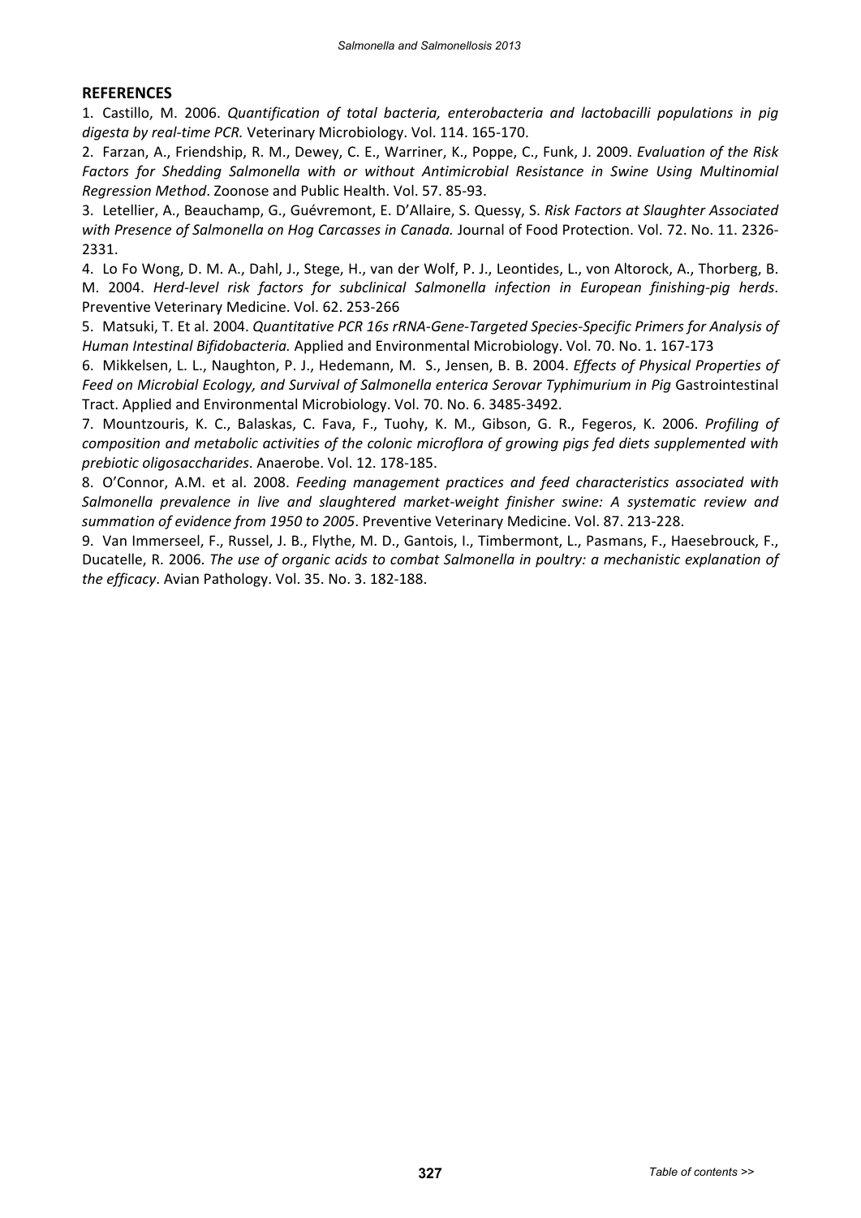## REFERENCES

1. Castillo, M. 2006. *Quantification of total bacteria, enterobacteria and lactobacilli populations in pig digesta by real-time PCR.* Veterinary Microbiology. Vol. 114. 165-170.

2. Farzan, A., Friendship, R. M., Dewey, C. E., Warriner, K., Poppe, C., Funk, J. 2009. *Evaluation of the Risk Factors for Shedding Salmonella with or without Antimicrobial Resistance in Swine Using Multinomial Regression Method*. Zoonose and Public Health. Vol. 57. 85-93.

3. Letellier, A., Beauchamp, G., Guévremont, E. D'Allaire, S. Quessy, S. *Risk Factors at Slaughter Associated with Presence of Salmonella on Hog Carcasses in Canada.* Journal of Food Protection. Vol. 72. No. 11. 2326-2331.

4. Lo Fo Wong, D. M. A., Dahl, J., Stege, H., van der Wolf, P. J., Leontides, L., von Altorock, A., Thorberg, B. M. 2004. *Herd-level risk factors for subclinical Salmonella infection in European finishing-pig herds*. Preventive Veterinary Medicine. Vol. 62. 253-266

5. Matsuki, T. Et al. 2004. *Quantitative PCR 16s rRNA-Gene-Targeted Species-Specific Primers for Analysis of Human Intestinal Bifidobacteria.* Applied and Environmental Microbiology. Vol. 70. No. 1. 167-173

6. Mikkelsen, L. L., Naughton, P. J., Hedemann, M. S., Jensen, B. B. 2004. *Effects of Physical Properties of Feed on Microbial Ecology, and Survival of Salmonella enterica Serovar Typhimurium in Pig* Gastrointestinal Tract. Applied and Environmental Microbiology. Vol. 70. No. 6. 3485-3492.

7. Mountzouris, K. C., Balaskas, C. Fava, F., Tuohy, K. M., Gibson, G. R., Fegeros, K. 2006. *Profiling of composition and metabolic activities of the colonic microflora of growing pigs fed diets supplemented with prebiotic oligosaccharides*. Anaerobe. Vol. 12. 178-185.

8. O'Connor, A.M. et al. 2008. *Feeding management practices and feed characteristics associated with Salmonella prevalence in live and slaughtered market-weight finisher swine: A systematic review and summation of evidence from 1950 to 2005*. Preventive Veterinary Medicine. Vol. 87. 213-228.

9. Van Immerseel, F., Russel, J. B., Flythe, M. D., Gantois, I., Timbermont, L., Pasmans, F., Haesebrouck, F., Ducatelle, R. 2006. *The use of organic acids to combat Salmonella in poultry: a mechanistic explanation of the efficacy*. Avian Pathology. Vol. 35. No. 3. 182-188.